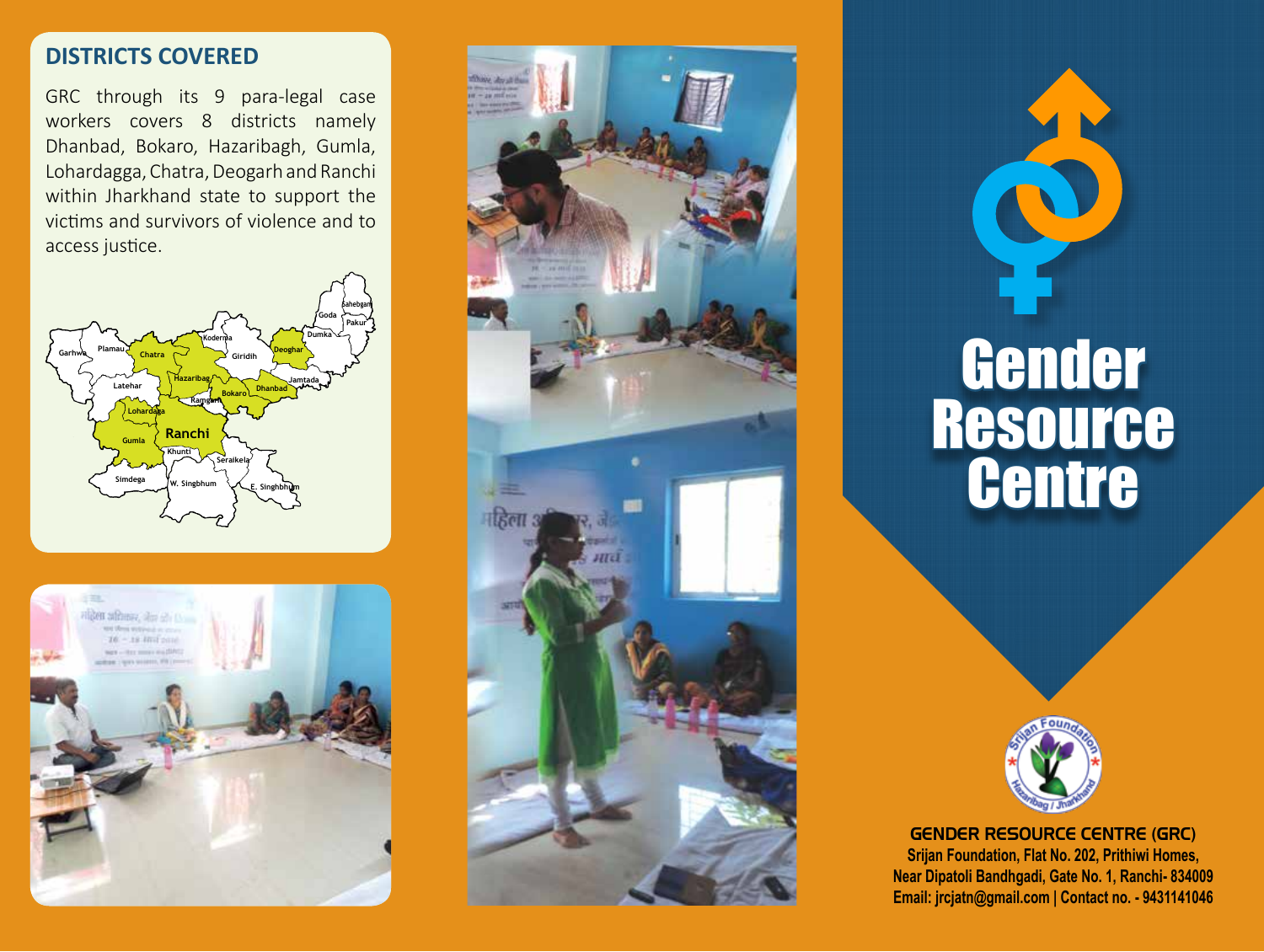## DISTRICTS COVERED

GRC through its 9 para-legal case workers covers 8 districts namely Dhanbad, Bokaro, Hazaribagh, Gumla, Lohardagga, Chatra, Deogarh and Ranchi within Jharkhand state to support the victims and survivors of violence and to access justice.

# Gender Resource Centre

**GENDER RESOURCE CENTRE (GRC)**

**Srijan Foundation, Flat No. 202, Prithiwi Homes,**
**Near Dipatoli Bandhgadi, Gate No. 1, Ranchi- 834009**
**Email: jrcjatn@gmail.com | Contact no. - 9431141046**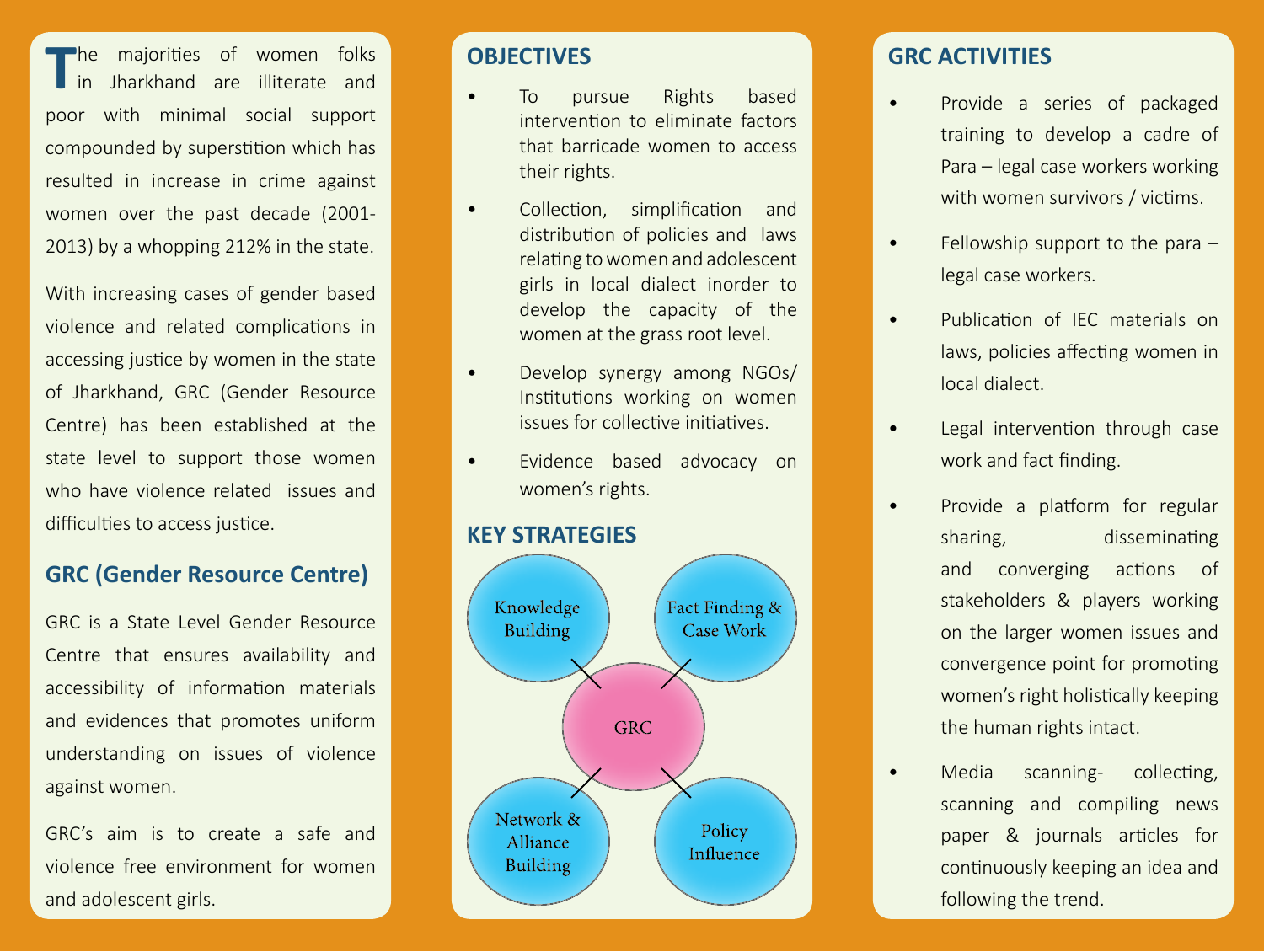The majorities of women folks in Jharkhand are illiterate and poor with minimal social support compounded by superstition which has resulted in increase in crime against women over the past decade (2001-2013) by a whopping 212% in the state.

With increasing cases of gender based violence and related complications in accessing justice by women in the state of Jharkhand, GRC (Gender Resource Centre) has been established at the state level to support those women who have violence related issues and difficulties to access justice.

## GRC (Gender Resource Centre)

GRC is a State Level Gender Resource Centre that ensures availability and accessibility of information materials and evidences that promotes uniform understanding on issues of violence against women.

GRC's aim is to create a safe and violence free environment for women and adolescent girls.

## OBJECTIVES

- To pursue Rights based intervention to eliminate factors that barricade women to access their rights.
- Collection, simplification and distribution of policies and laws relating to women and adolescent girls in local dialect inorder to develop the capacity of the women at the grass root level.
- Develop synergy among NGOs/ Institutions working on women issues for collective initiatives.
- Evidence based advocacy on women's rights.

## KEY STRATEGIES

GRC

Knowledge Building

Fact Finding & Case Work

Network & Alliance Building

Policy Influence

## GRC ACTIVITIES

- Provide a series of packaged training to develop a cadre of Para – legal case workers working with women survivors / victims.
- Fellowship support to the para – legal case workers.
- Publication of IEC materials on laws, policies affecting women in local dialect.
- Legal intervention through case work and fact finding.
- Provide a platform for regular sharing, disseminating and converging actions of stakeholders & players working on the larger women issues and convergence point for promoting women's right holistically keeping the human rights intact.
- Media scanning- collecting, scanning and compiling news paper & journals articles for continuously keeping an idea and following the trend.